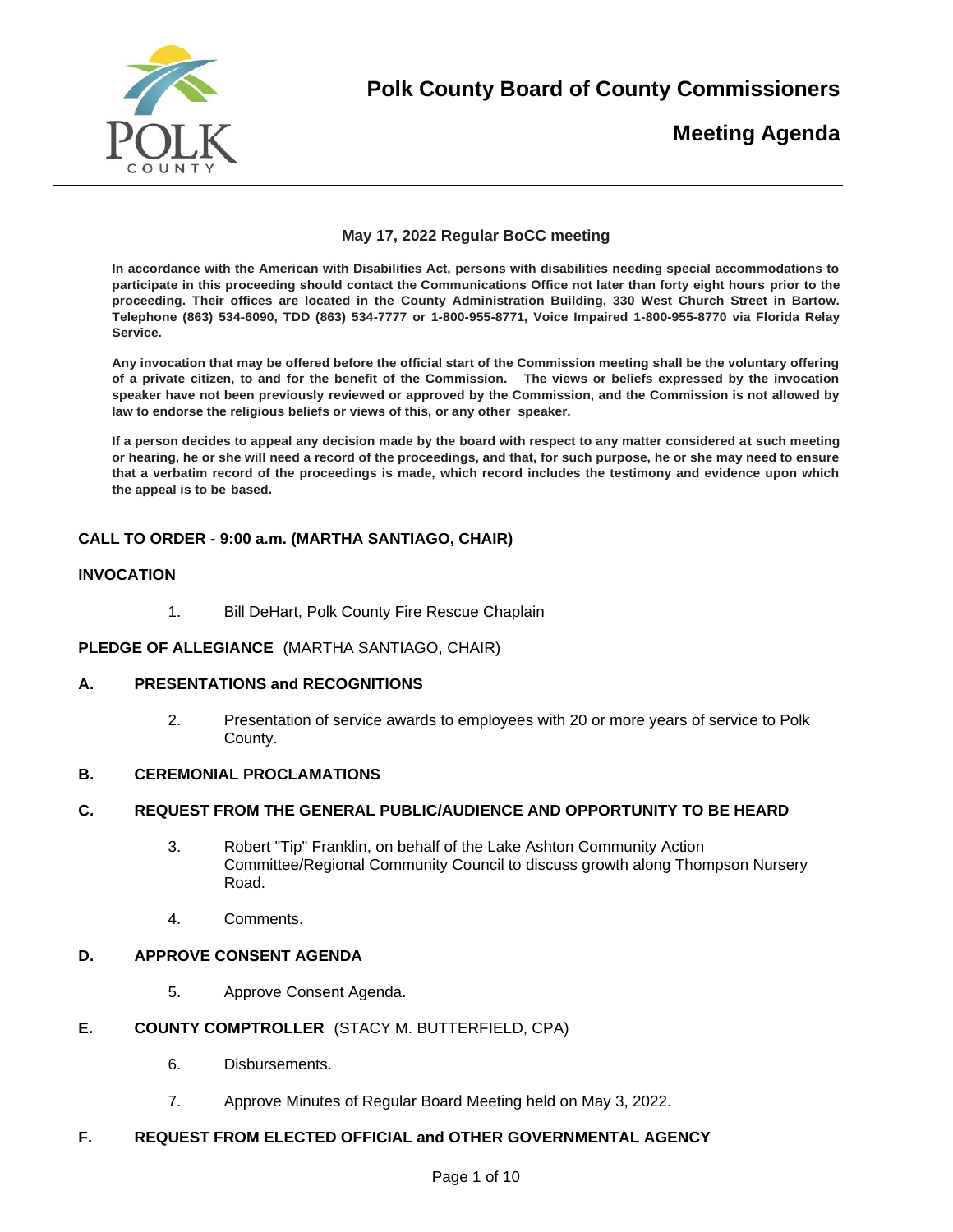# Polk County Board of County Commissioners

## Meeting Agenda

**May 17, 2022 Regular BoCC meeting**

**In accordance with the American with Disabilities Act, persons with disabilities needing special accommodations to participate in this proceeding should contact the Communications Office not later than forty eight hours prior to the proceeding. Their offices are located in the County Administration Building, 330 West Church Street in Bartow. Telephone (863) 534-6090, TDD (863) 534-7777 or 1-800-955-8771, Voice Impaired 1-800-955-8770 via Florida Relay Service.**

**Any invocation that may be offered before the official start of the Commission meeting shall be the voluntary offering of a private citizen, to and for the benefit of the Commission. The views or beliefs expressed by the invocation speaker have not been previously reviewed or approved by the Commission, and the Commission is not allowed by law to endorse the religious beliefs or views of this, or any other speaker.**

**If a person decides to appeal any decision made by the board with respect to any matter considered at such meeting or hearing, he or she will need a record of the proceedings, and that, for such purpose, he or she may need to ensure that a verbatim record of the proceedings is made, which record includes the testimony and evidence upon which the appeal is to be based.**

**CALL TO ORDER - 9:00 a.m. (MARTHA SANTIAGO, CHAIR)**

**INVOCATION**

1. Bill DeHart, Polk County Fire Rescue Chaplain

**PLEDGE OF ALLEGIANCE** (MARTHA SANTIAGO, CHAIR)

**A. PRESENTATIONS and RECOGNITIONS**

2. Presentation of service awards to employees with 20 or more years of service to Polk County.

**B. CEREMONIAL PROCLAMATIONS**

**C. REQUEST FROM THE GENERAL PUBLIC/AUDIENCE AND OPPORTUNITY TO BE HEARD**

3. Robert "Tip" Franklin, on behalf of the Lake Ashton Community Action Committee/Regional Community Council to discuss growth along Thompson Nursery Road.

4. Comments.

**D. APPROVE CONSENT AGENDA**

5. Approve Consent Agenda.

**E. COUNTY COMPTROLLER** (STACY M. BUTTERFIELD, CPA)

6. Disbursements.

7. Approve Minutes of Regular Board Meeting held on May 3, 2022.

**F. REQUEST FROM ELECTED OFFICIAL and OTHER GOVERNMENTAL AGENCY**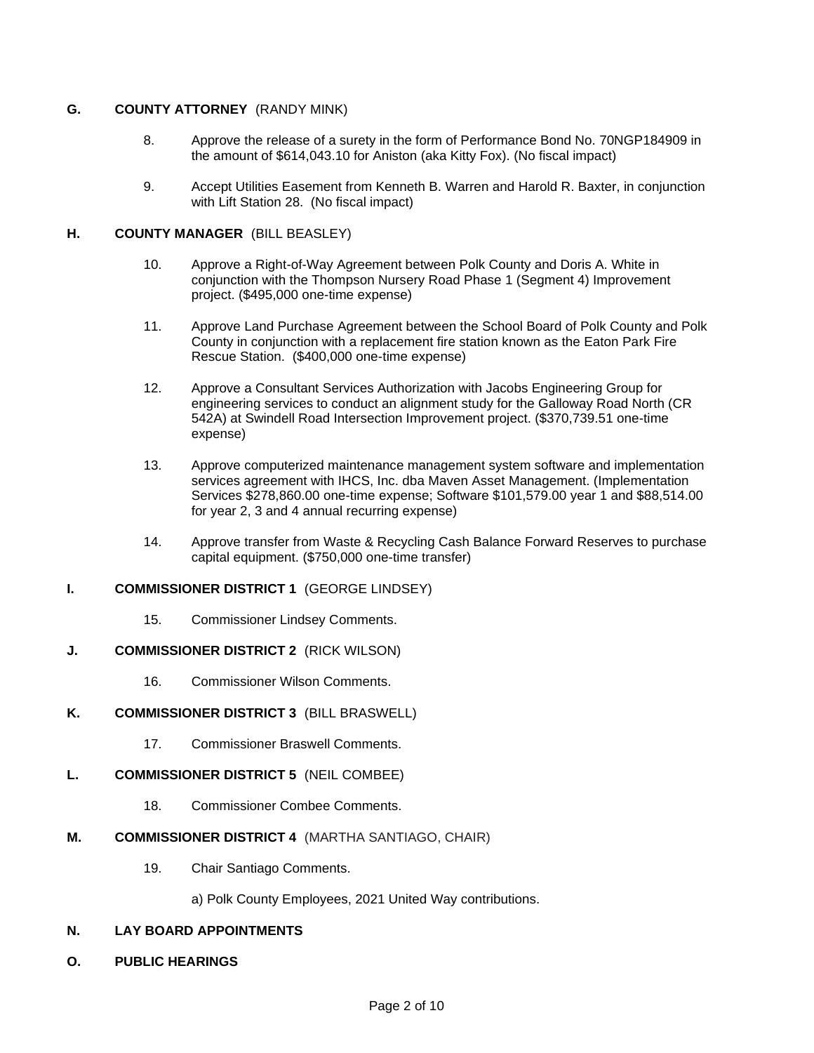## G. COUNTY ATTORNEY (RANDY MINK)

8. Approve the release of a surety in the form of Performance Bond No. 70NGP184909 in the amount of $614,043.10 for Aniston (aka Kitty Fox). (No fiscal impact)

9. Accept Utilities Easement from Kenneth B. Warren and Harold R. Baxter, in conjunction with Lift Station 28. (No fiscal impact)

## H. COUNTY MANAGER (BILL BEASLEY)

10. Approve a Right-of-Way Agreement between Polk County and Doris A. White in conjunction with the Thompson Nursery Road Phase 1 (Segment 4) Improvement project. ($495,000 one-time expense)

11. Approve Land Purchase Agreement between the School Board of Polk County and Polk County in conjunction with a replacement fire station known as the Eaton Park Fire Rescue Station. ($400,000 one-time expense)

12. Approve a Consultant Services Authorization with Jacobs Engineering Group for engineering services to conduct an alignment study for the Galloway Road North (CR 542A) at Swindell Road Intersection Improvement project. ($370,739.51 one-time expense)

13. Approve computerized maintenance management system software and implementation services agreement with IHCS, Inc. dba Maven Asset Management. (Implementation Services $278,860.00 one-time expense; Software $101,579.00 year 1 and $88,514.00 for year 2, 3 and 4 annual recurring expense)

14. Approve transfer from Waste & Recycling Cash Balance Forward Reserves to purchase capital equipment. ($750,000 one-time transfer)

## I. COMMISSIONER DISTRICT 1 (GEORGE LINDSEY)

15. Commissioner Lindsey Comments.

## J. COMMISSIONER DISTRICT 2 (RICK WILSON)

16. Commissioner Wilson Comments.

## K. COMMISSIONER DISTRICT 3 (BILL BRASWELL)

17. Commissioner Braswell Comments.

## L. COMMISSIONER DISTRICT 5 (NEIL COMBEE)

18. Commissioner Combee Comments.

## M. COMMISSIONER DISTRICT 4 (MARTHA SANTIAGO, CHAIR)

19. Chair Santiago Comments.

    a) Polk County Employees, 2021 United Way contributions.

## N. LAY BOARD APPOINTMENTS

## O. PUBLIC HEARINGS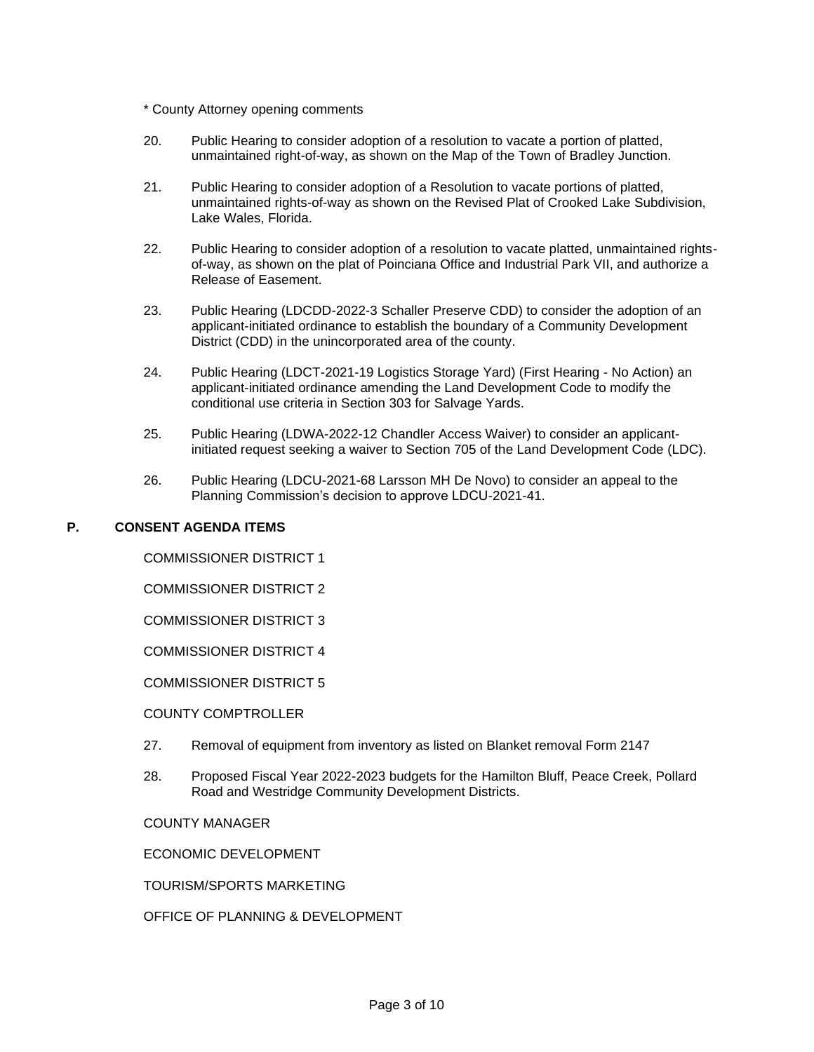* County Attorney opening comments

20. Public Hearing to consider adoption of a resolution to vacate a portion of platted, unmaintained right-of-way, as shown on the Map of the Town of Bradley Junction.

21. Public Hearing to consider adoption of a Resolution to vacate portions of platted, unmaintained rights-of-way as shown on the Revised Plat of Crooked Lake Subdivision, Lake Wales, Florida.

22. Public Hearing to consider adoption of a resolution to vacate platted, unmaintained rights-of-way, as shown on the plat of Poinciana Office and Industrial Park VII, and authorize a Release of Easement.

23. Public Hearing (LDCDD-2022-3 Schaller Preserve CDD) to consider the adoption of an applicant-initiated ordinance to establish the boundary of a Community Development District (CDD) in the unincorporated area of the county.

24. Public Hearing (LDCT-2021-19 Logistics Storage Yard) (First Hearing - No Action) an applicant-initiated ordinance amending the Land Development Code to modify the conditional use criteria in Section 303 for Salvage Yards.

25. Public Hearing (LDWA-2022-12 Chandler Access Waiver) to consider an applicant-initiated request seeking a waiver to Section 705 of the Land Development Code (LDC).

26. Public Hearing (LDCU-2021-68 Larsson MH De Novo) to consider an appeal to the Planning Commission's decision to approve LDCU-2021-41.

## P. CONSENT AGENDA ITEMS

COMMISSIONER DISTRICT 1

COMMISSIONER DISTRICT 2

COMMISSIONER DISTRICT 3

COMMISSIONER DISTRICT 4

COMMISSIONER DISTRICT 5

COUNTY COMPTROLLER

27. Removal of equipment from inventory as listed on Blanket removal Form 2147

28. Proposed Fiscal Year 2022-2023 budgets for the Hamilton Bluff, Peace Creek, Pollard Road and Westridge Community Development Districts.

COUNTY MANAGER

ECONOMIC DEVELOPMENT

TOURISM/SPORTS MARKETING

OFFICE OF PLANNING & DEVELOPMENT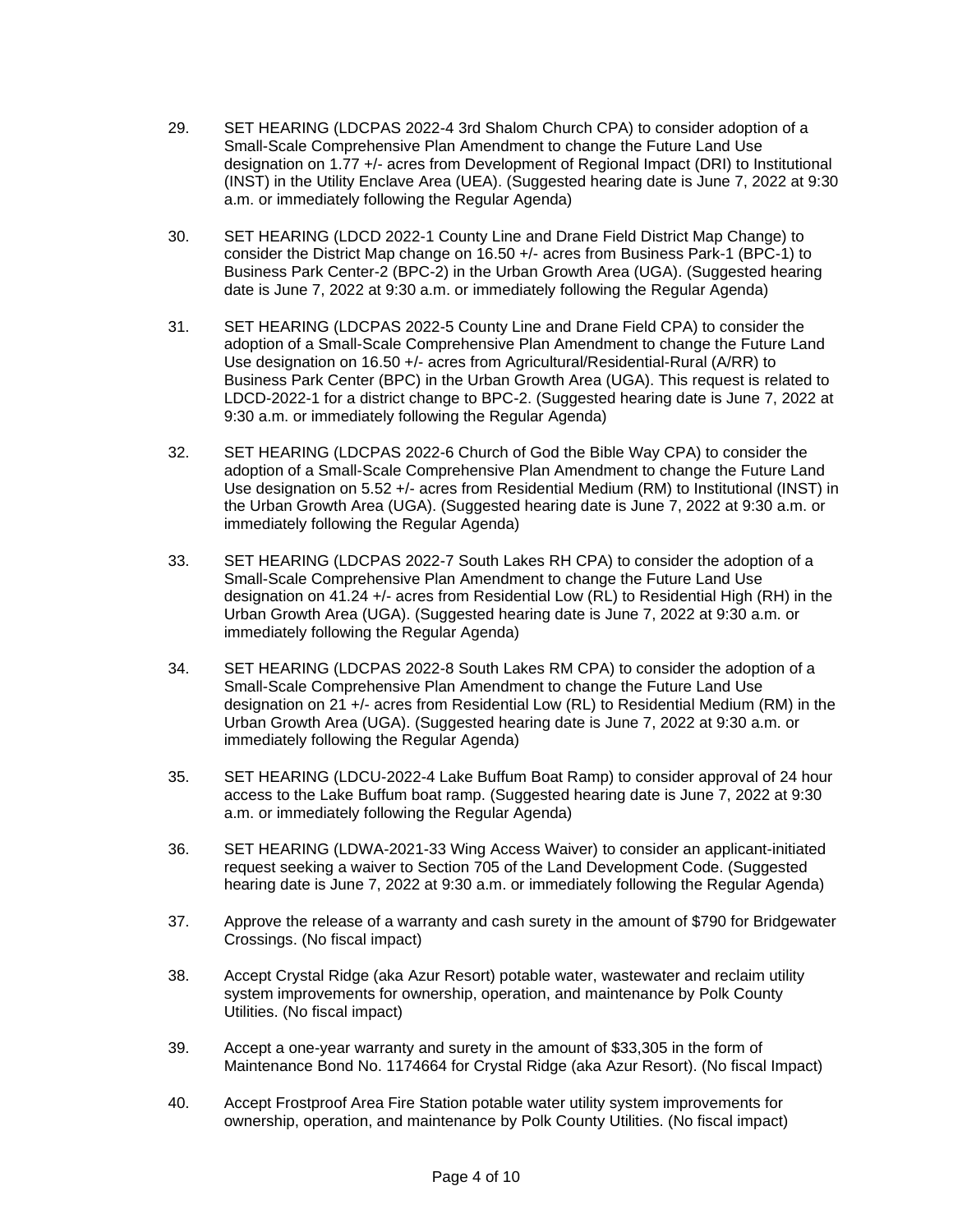29. SET HEARING (LDCPAS 2022-4 3rd Shalom Church CPA) to consider adoption of a Small-Scale Comprehensive Plan Amendment to change the Future Land Use designation on 1.77 +/- acres from Development of Regional Impact (DRI) to Institutional (INST) in the Utility Enclave Area (UEA). (Suggested hearing date is June 7, 2022 at 9:30 a.m. or immediately following the Regular Agenda)

30. SET HEARING (LDCD 2022-1 County Line and Drane Field District Map Change) to consider the District Map change on 16.50 +/- acres from Business Park-1 (BPC-1) to Business Park Center-2 (BPC-2) in the Urban Growth Area (UGA). (Suggested hearing date is June 7, 2022 at 9:30 a.m. or immediately following the Regular Agenda)

31. SET HEARING (LDCPAS 2022-5 County Line and Drane Field CPA) to consider the adoption of a Small-Scale Comprehensive Plan Amendment to change the Future Land Use designation on 16.50 +/- acres from Agricultural/Residential-Rural (A/RR) to Business Park Center (BPC) in the Urban Growth Area (UGA). This request is related to LDCD-2022-1 for a district change to BPC-2. (Suggested hearing date is June 7, 2022 at 9:30 a.m. or immediately following the Regular Agenda)

32. SET HEARING (LDCPAS 2022-6 Church of God the Bible Way CPA) to consider the adoption of a Small-Scale Comprehensive Plan Amendment to change the Future Land Use designation on 5.52 +/- acres from Residential Medium (RM) to Institutional (INST) in the Urban Growth Area (UGA). (Suggested hearing date is June 7, 2022 at 9:30 a.m. or immediately following the Regular Agenda)

33. SET HEARING (LDCPAS 2022-7 South Lakes RH CPA) to consider the adoption of a Small-Scale Comprehensive Plan Amendment to change the Future Land Use designation on 41.24 +/- acres from Residential Low (RL) to Residential High (RH) in the Urban Growth Area (UGA). (Suggested hearing date is June 7, 2022 at 9:30 a.m. or immediately following the Regular Agenda)

34. SET HEARING (LDCPAS 2022-8 South Lakes RM CPA) to consider the adoption of a Small-Scale Comprehensive Plan Amendment to change the Future Land Use designation on 21 +/- acres from Residential Low (RL) to Residential Medium (RM) in the Urban Growth Area (UGA). (Suggested hearing date is June 7, 2022 at 9:30 a.m. or immediately following the Regular Agenda)

35. SET HEARING (LDCU-2022-4 Lake Buffum Boat Ramp) to consider approval of 24 hour access to the Lake Buffum boat ramp. (Suggested hearing date is June 7, 2022 at 9:30 a.m. or immediately following the Regular Agenda)

36. SET HEARING (LDWA-2021-33 Wing Access Waiver) to consider an applicant-initiated request seeking a waiver to Section 705 of the Land Development Code. (Suggested hearing date is June 7, 2022 at 9:30 a.m. or immediately following the Regular Agenda)

37. Approve the release of a warranty and cash surety in the amount of $790 for Bridgewater Crossings. (No fiscal impact)

38. Accept Crystal Ridge (aka Azur Resort) potable water, wastewater and reclaim utility system improvements for ownership, operation, and maintenance by Polk County Utilities. (No fiscal impact)

39. Accept a one-year warranty and surety in the amount of $33,305 in the form of Maintenance Bond No. 1174664 for Crystal Ridge (aka Azur Resort). (No fiscal Impact)

40. Accept Frostproof Area Fire Station potable water utility system improvements for ownership, operation, and maintenance by Polk County Utilities. (No fiscal impact)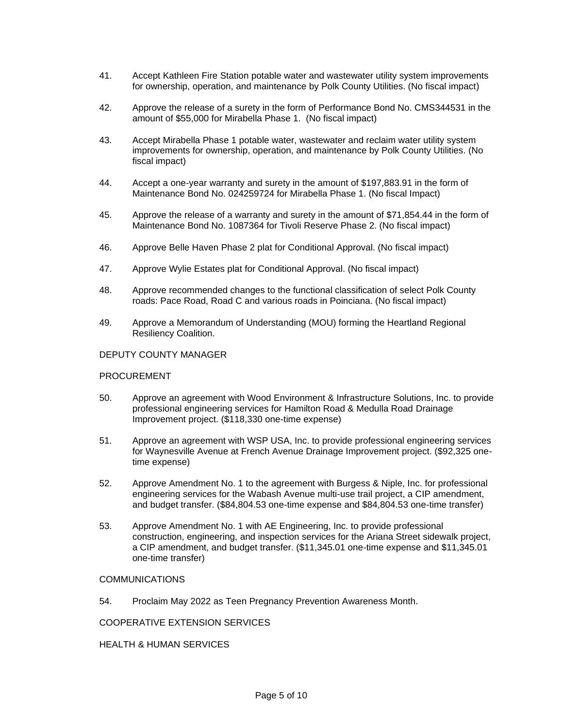41. Accept Kathleen Fire Station potable water and wastewater utility system improvements for ownership, operation, and maintenance by Polk County Utilities. (No fiscal impact)

42. Approve the release of a surety in the form of Performance Bond No. CMS344531 in the amount of $55,000 for Mirabella Phase 1. (No fiscal impact)

43. Accept Mirabella Phase 1 potable water, wastewater and reclaim water utility system improvements for ownership, operation, and maintenance by Polk County Utilities. (No fiscal impact)

44. Accept a one-year warranty and surety in the amount of $197,883.91 in the form of Maintenance Bond No. 024259724 for Mirabella Phase 1. (No fiscal Impact)

45. Approve the release of a warranty and surety in the amount of $71,854.44 in the form of Maintenance Bond No. 1087364 for Tivoli Reserve Phase 2. (No fiscal impact)

46. Approve Belle Haven Phase 2 plat for Conditional Approval. (No fiscal impact)

47. Approve Wylie Estates plat for Conditional Approval. (No fiscal impact)

48. Approve recommended changes to the functional classification of select Polk County roads: Pace Road, Road C and various roads in Poinciana. (No fiscal impact)

49. Approve a Memorandum of Understanding (MOU) forming the Heartland Regional Resiliency Coalition.

DEPUTY COUNTY MANAGER

PROCUREMENT

50. Approve an agreement with Wood Environment & Infrastructure Solutions, Inc. to provide professional engineering services for Hamilton Road & Medulla Road Drainage Improvement project. ($118,330 one-time expense)

51. Approve an agreement with WSP USA, Inc. to provide professional engineering services for Waynesville Avenue at French Avenue Drainage Improvement project. ($92,325 one-time expense)

52. Approve Amendment No. 1 to the agreement with Burgess & Niple, Inc. for professional engineering services for the Wabash Avenue multi-use trail project, a CIP amendment, and budget transfer. ($84,804.53 one-time expense and $84,804.53 one-time transfer)

53. Approve Amendment No. 1 with AE Engineering, Inc. to provide professional construction, engineering, and inspection services for the Ariana Street sidewalk project, a CIP amendment, and budget transfer. ($11,345.01 one-time expense and $11,345.01 one-time transfer)

COMMUNICATIONS

54. Proclaim May 2022 as Teen Pregnancy Prevention Awareness Month.

COOPERATIVE EXTENSION SERVICES

HEALTH & HUMAN SERVICES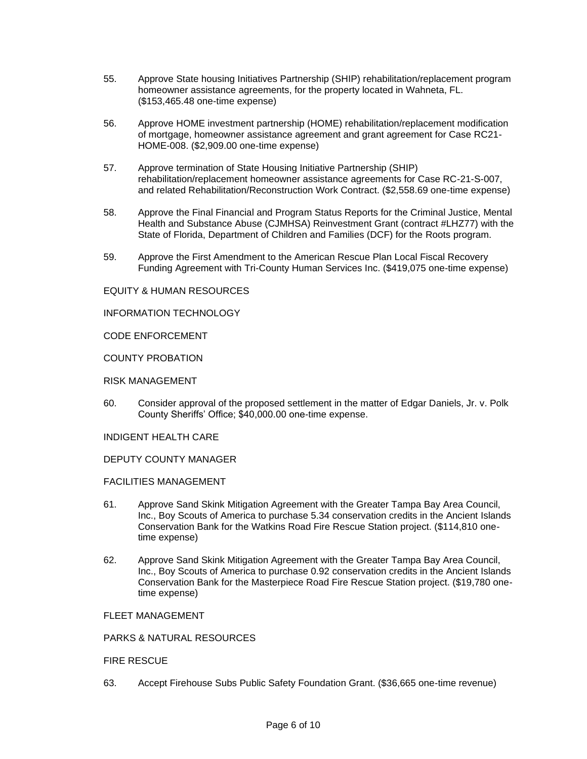55. Approve State housing Initiatives Partnership (SHIP) rehabilitation/replacement program homeowner assistance agreements, for the property located in Wahneta, FL. ($153,465.48 one-time expense)

56. Approve HOME investment partnership (HOME) rehabilitation/replacement modification of mortgage, homeowner assistance agreement and grant agreement for Case RC21-HOME-008. ($2,909.00 one-time expense)

57. Approve termination of State Housing Initiative Partnership (SHIP) rehabilitation/replacement homeowner assistance agreements for Case RC-21-S-007, and related Rehabilitation/Reconstruction Work Contract. ($2,558.69 one-time expense)

58. Approve the Final Financial and Program Status Reports for the Criminal Justice, Mental Health and Substance Abuse (CJMHSA) Reinvestment Grant (contract #LHZ77) with the State of Florida, Department of Children and Families (DCF) for the Roots program.

59. Approve the First Amendment to the American Rescue Plan Local Fiscal Recovery Funding Agreement with Tri-County Human Services Inc. ($419,075 one-time expense)

EQUITY & HUMAN RESOURCES

INFORMATION TECHNOLOGY

CODE ENFORCEMENT

COUNTY PROBATION

RISK MANAGEMENT

60. Consider approval of the proposed settlement in the matter of Edgar Daniels, Jr. v. Polk County Sheriffs' Office; $40,000.00 one-time expense.

INDIGENT HEALTH CARE

DEPUTY COUNTY MANAGER

FACILITIES MANAGEMENT

61. Approve Sand Skink Mitigation Agreement with the Greater Tampa Bay Area Council, Inc., Boy Scouts of America to purchase 5.34 conservation credits in the Ancient Islands Conservation Bank for the Watkins Road Fire Rescue Station project. ($114,810 one-time expense)

62. Approve Sand Skink Mitigation Agreement with the Greater Tampa Bay Area Council, Inc., Boy Scouts of America to purchase 0.92 conservation credits in the Ancient Islands Conservation Bank for the Masterpiece Road Fire Rescue Station project. ($19,780 one-time expense)

FLEET MANAGEMENT

PARKS & NATURAL RESOURCES

FIRE RESCUE

63. Accept Firehouse Subs Public Safety Foundation Grant. ($36,665 one-time revenue)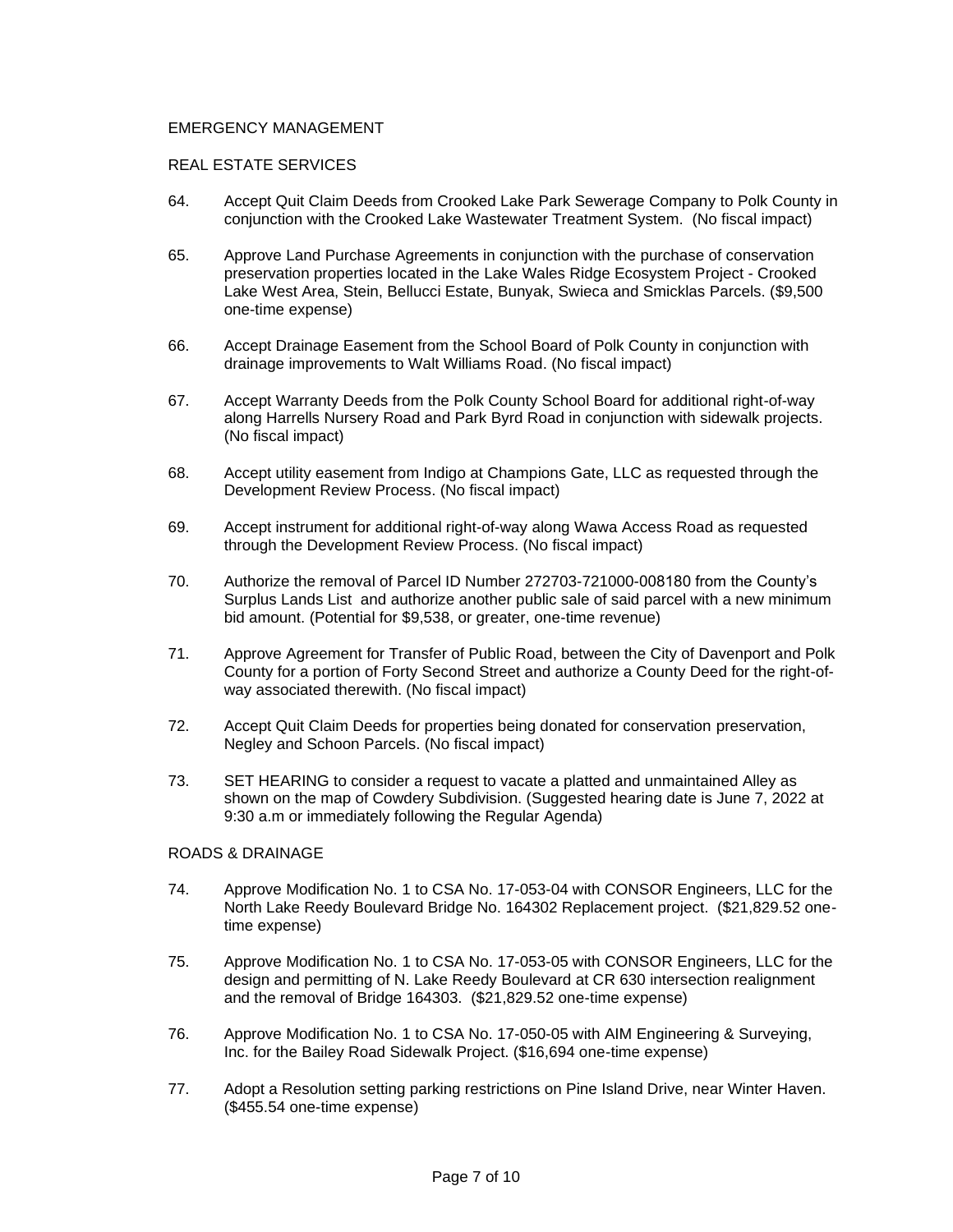EMERGENCY MANAGEMENT

REAL ESTATE SERVICES

64. Accept Quit Claim Deeds from Crooked Lake Park Sewerage Company to Polk County in conjunction with the Crooked Lake Wastewater Treatment System. (No fiscal impact)

65. Approve Land Purchase Agreements in conjunction with the purchase of conservation preservation properties located in the Lake Wales Ridge Ecosystem Project - Crooked Lake West Area, Stein, Bellucci Estate, Bunyak, Swieca and Smicklas Parcels. ($9,500 one-time expense)

66. Accept Drainage Easement from the School Board of Polk County in conjunction with drainage improvements to Walt Williams Road. (No fiscal impact)

67. Accept Warranty Deeds from the Polk County School Board for additional right-of-way along Harrells Nursery Road and Park Byrd Road in conjunction with sidewalk projects. (No fiscal impact)

68. Accept utility easement from Indigo at Champions Gate, LLC as requested through the Development Review Process. (No fiscal impact)

69. Accept instrument for additional right-of-way along Wawa Access Road as requested through the Development Review Process. (No fiscal impact)

70. Authorize the removal of Parcel ID Number 272703-721000-008180 from the County's Surplus Lands List and authorize another public sale of said parcel with a new minimum bid amount. (Potential for $9,538, or greater, one-time revenue)

71. Approve Agreement for Transfer of Public Road, between the City of Davenport and Polk County for a portion of Forty Second Street and authorize a County Deed for the right-of-way associated therewith. (No fiscal impact)

72. Accept Quit Claim Deeds for properties being donated for conservation preservation, Negley and Schoon Parcels. (No fiscal impact)

73. SET HEARING to consider a request to vacate a platted and unmaintained Alley as shown on the map of Cowdery Subdivision. (Suggested hearing date is June 7, 2022 at 9:30 a.m or immediately following the Regular Agenda)

ROADS & DRAINAGE

74. Approve Modification No. 1 to CSA No. 17-053-04 with CONSOR Engineers, LLC for the North Lake Reedy Boulevard Bridge No. 164302 Replacement project. ($21,829.52 one-time expense)

75. Approve Modification No. 1 to CSA No. 17-053-05 with CONSOR Engineers, LLC for the design and permitting of N. Lake Reedy Boulevard at CR 630 intersection realignment and the removal of Bridge 164303. ($21,829.52 one-time expense)

76. Approve Modification No. 1 to CSA No. 17-050-05 with AIM Engineering & Surveying, Inc. for the Bailey Road Sidewalk Project. ($16,694 one-time expense)

77. Adopt a Resolution setting parking restrictions on Pine Island Drive, near Winter Haven. ($455.54 one-time expense)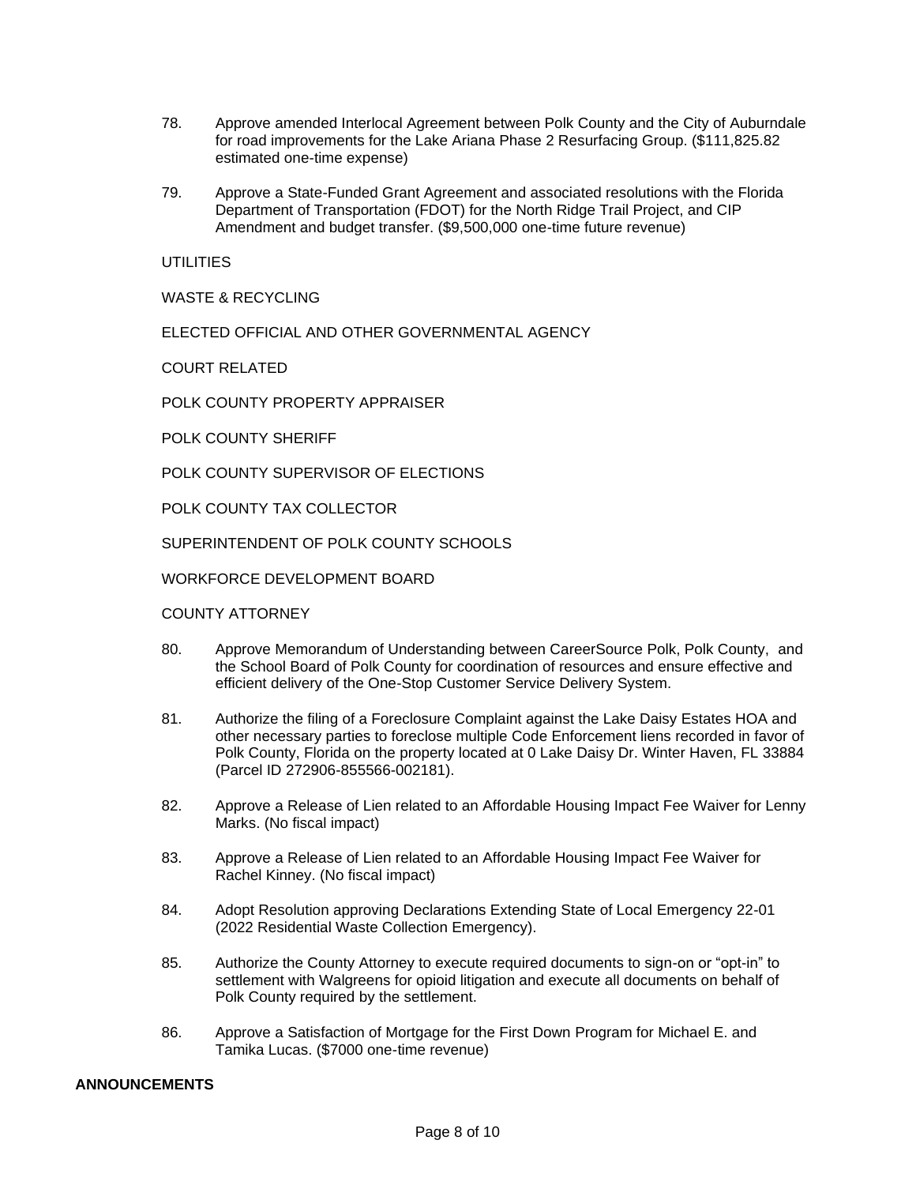78. Approve amended Interlocal Agreement between Polk County and the City of Auburndale for road improvements for the Lake Ariana Phase 2 Resurfacing Group. ($111,825.82 estimated one-time expense)

79. Approve a State-Funded Grant Agreement and associated resolutions with the Florida Department of Transportation (FDOT) for the North Ridge Trail Project, and CIP Amendment and budget transfer. ($9,500,000 one-time future revenue)

UTILITIES

WASTE & RECYCLING

ELECTED OFFICIAL AND OTHER GOVERNMENTAL AGENCY

COURT RELATED

POLK COUNTY PROPERTY APPRAISER

POLK COUNTY SHERIFF

POLK COUNTY SUPERVISOR OF ELECTIONS

POLK COUNTY TAX COLLECTOR

SUPERINTENDENT OF POLK COUNTY SCHOOLS

WORKFORCE DEVELOPMENT BOARD

COUNTY ATTORNEY

80. Approve Memorandum of Understanding between CareerSource Polk, Polk County, and the School Board of Polk County for coordination of resources and ensure effective and efficient delivery of the One-Stop Customer Service Delivery System.

81. Authorize the filing of a Foreclosure Complaint against the Lake Daisy Estates HOA and other necessary parties to foreclose multiple Code Enforcement liens recorded in favor of Polk County, Florida on the property located at 0 Lake Daisy Dr. Winter Haven, FL 33884 (Parcel ID 272906-855566-002181).

82. Approve a Release of Lien related to an Affordable Housing Impact Fee Waiver for Lenny Marks. (No fiscal impact)

83. Approve a Release of Lien related to an Affordable Housing Impact Fee Waiver for Rachel Kinney. (No fiscal impact)

84. Adopt Resolution approving Declarations Extending State of Local Emergency 22-01 (2022 Residential Waste Collection Emergency).

85. Authorize the County Attorney to execute required documents to sign-on or "opt-in" to settlement with Walgreens for opioid litigation and execute all documents on behalf of Polk County required by the settlement.

86. Approve a Satisfaction of Mortgage for the First Down Program for Michael E. and Tamika Lucas. ($7000 one-time revenue)

**ANNOUNCEMENTS**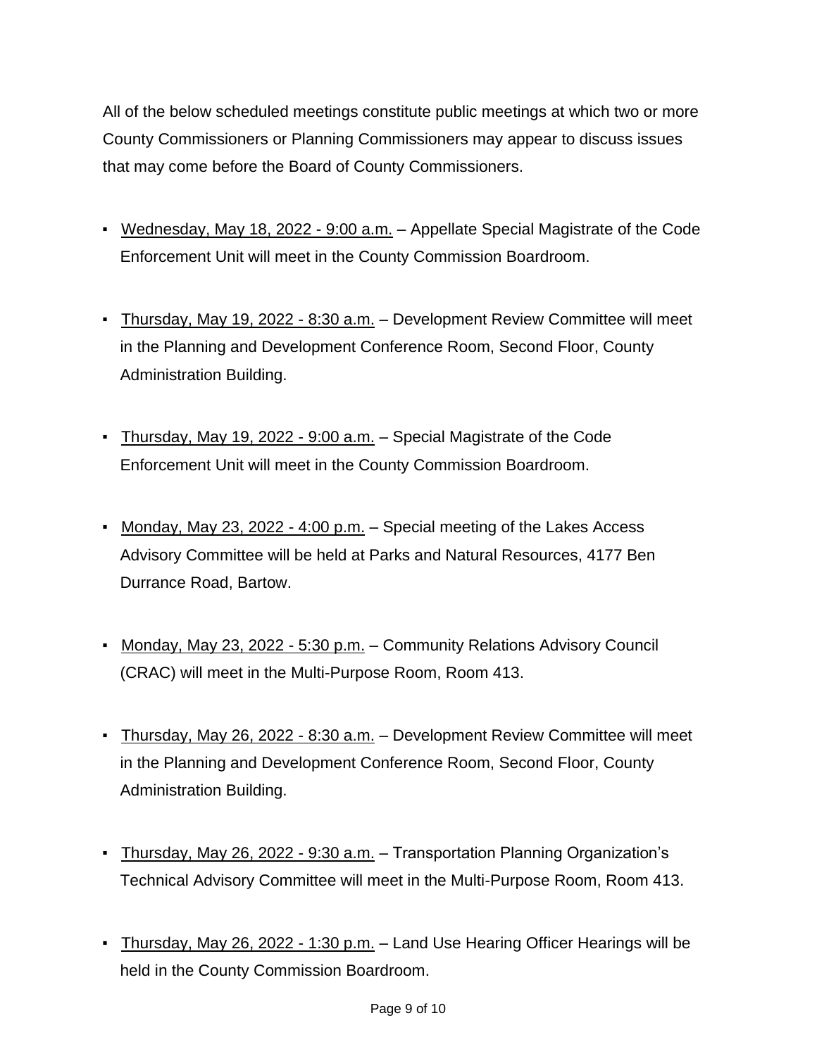All of the below scheduled meetings constitute public meetings at which two or more County Commissioners or Planning Commissioners may appear to discuss issues that may come before the Board of County Commissioners.

- Wednesday, May 18, 2022 - 9:00 a.m. – Appellate Special Magistrate of the Code Enforcement Unit will meet in the County Commission Boardroom.
- Thursday, May 19, 2022 - 8:30 a.m. – Development Review Committee will meet in the Planning and Development Conference Room, Second Floor, County Administration Building.
- Thursday, May 19, 2022 - 9:00 a.m. – Special Magistrate of the Code Enforcement Unit will meet in the County Commission Boardroom.
- Monday, May 23, 2022 - 4:00 p.m. – Special meeting of the Lakes Access Advisory Committee will be held at Parks and Natural Resources, 4177 Ben Durrance Road, Bartow.
- Monday, May 23, 2022 - 5:30 p.m. – Community Relations Advisory Council (CRAC) will meet in the Multi-Purpose Room, Room 413.
- Thursday, May 26, 2022 - 8:30 a.m. – Development Review Committee will meet in the Planning and Development Conference Room, Second Floor, County Administration Building.
- Thursday, May 26, 2022 - 9:30 a.m. – Transportation Planning Organization's Technical Advisory Committee will meet in the Multi-Purpose Room, Room 413.
- Thursday, May 26, 2022 - 1:30 p.m. – Land Use Hearing Officer Hearings will be held in the County Commission Boardroom.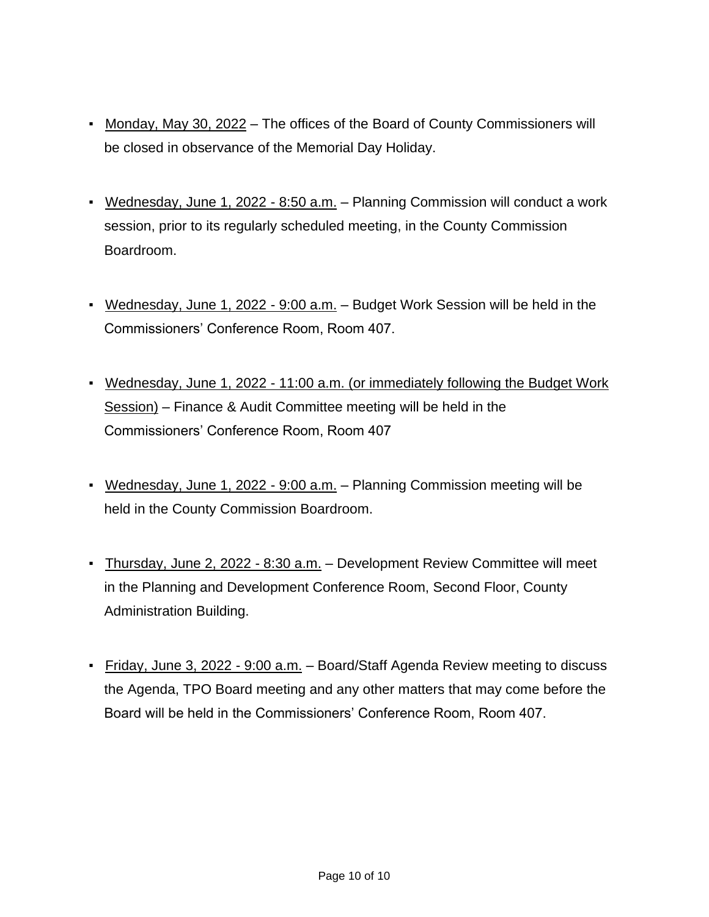- Monday, May 30, 2022 – The offices of the Board of County Commissioners will be closed in observance of the Memorial Day Holiday.

- Wednesday, June 1, 2022 - 8:50 a.m. – Planning Commission will conduct a work session, prior to its regularly scheduled meeting, in the County Commission Boardroom.

- Wednesday, June 1, 2022 - 9:00 a.m. – Budget Work Session will be held in the Commissioners' Conference Room, Room 407.

- Wednesday, June 1, 2022 - 11:00 a.m. (or immediately following the Budget Work Session) – Finance & Audit Committee meeting will be held in the Commissioners' Conference Room, Room 407

- Wednesday, June 1, 2022 - 9:00 a.m. – Planning Commission meeting will be held in the County Commission Boardroom.

- Thursday, June 2, 2022 - 8:30 a.m. – Development Review Committee will meet in the Planning and Development Conference Room, Second Floor, County Administration Building.

- Friday, June 3, 2022 - 9:00 a.m. – Board/Staff Agenda Review meeting to discuss the Agenda, TPO Board meeting and any other matters that may come before the Board will be held in the Commissioners' Conference Room, Room 407.